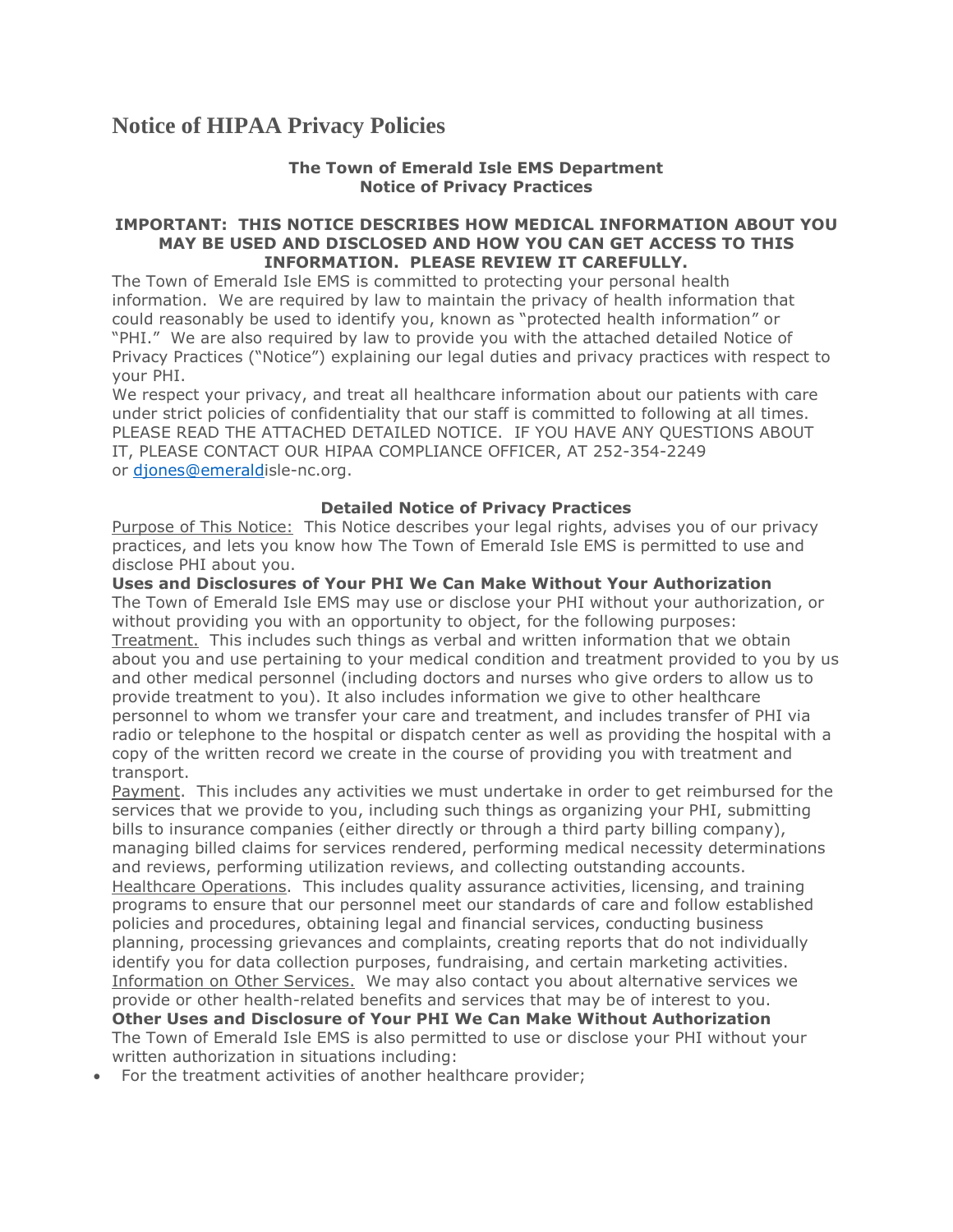# Notice of HIPAA Privacy Policies

**The Town of Emerald Isle EMS Department**
**Notice of Privacy Practices**

**IMPORTANT: THIS NOTICE DESCRIBES HOW MEDICAL INFORMATION ABOUT YOU MAY BE USED AND DISCLOSED AND HOW YOU CAN GET ACCESS TO THIS INFORMATION. PLEASE REVIEW IT CAREFULLY.**

The Town of Emerald Isle EMS is committed to protecting your personal health information. We are required by law to maintain the privacy of health information that could reasonably be used to identify you, known as "protected health information" or "PHI." We are also required by law to provide you with the attached detailed Notice of Privacy Practices ("Notice") explaining our legal duties and privacy practices with respect to your PHI.

We respect your privacy, and treat all healthcare information about our patients with care under strict policies of confidentiality that our staff is committed to following at all times. PLEASE READ THE ATTACHED DETAILED NOTICE. IF YOU HAVE ANY QUESTIONS ABOUT IT, PLEASE CONTACT OUR HIPAA COMPLIANCE OFFICER, AT 252-354-2249 or djones@emeraldisle-nc.org.

**Detailed Notice of Privacy Practices**

Purpose of This Notice: This Notice describes your legal rights, advises you of our privacy practices, and lets you know how The Town of Emerald Isle EMS is permitted to use and disclose PHI about you.

**Uses and Disclosures of Your PHI We Can Make Without Your Authorization**

The Town of Emerald Isle EMS may use or disclose your PHI without your authorization, or without providing you with an opportunity to object, for the following purposes:

Treatment. This includes such things as verbal and written information that we obtain about you and use pertaining to your medical condition and treatment provided to you by us and other medical personnel (including doctors and nurses who give orders to allow us to provide treatment to you). It also includes information we give to other healthcare personnel to whom we transfer your care and treatment, and includes transfer of PHI via radio or telephone to the hospital or dispatch center as well as providing the hospital with a copy of the written record we create in the course of providing you with treatment and transport.

Payment. This includes any activities we must undertake in order to get reimbursed for the services that we provide to you, including such things as organizing your PHI, submitting bills to insurance companies (either directly or through a third party billing company), managing billed claims for services rendered, performing medical necessity determinations and reviews, performing utilization reviews, and collecting outstanding accounts.

Healthcare Operations. This includes quality assurance activities, licensing, and training programs to ensure that our personnel meet our standards of care and follow established policies and procedures, obtaining legal and financial services, conducting business planning, processing grievances and complaints, creating reports that do not individually identify you for data collection purposes, fundraising, and certain marketing activities.

Information on Other Services. We may also contact you about alternative services we provide or other health-related benefits and services that may be of interest to you.

**Other Uses and Disclosure of Your PHI We Can Make Without Authorization**

The Town of Emerald Isle EMS is also permitted to use or disclose your PHI without your written authorization in situations including:

- For the treatment activities of another healthcare provider;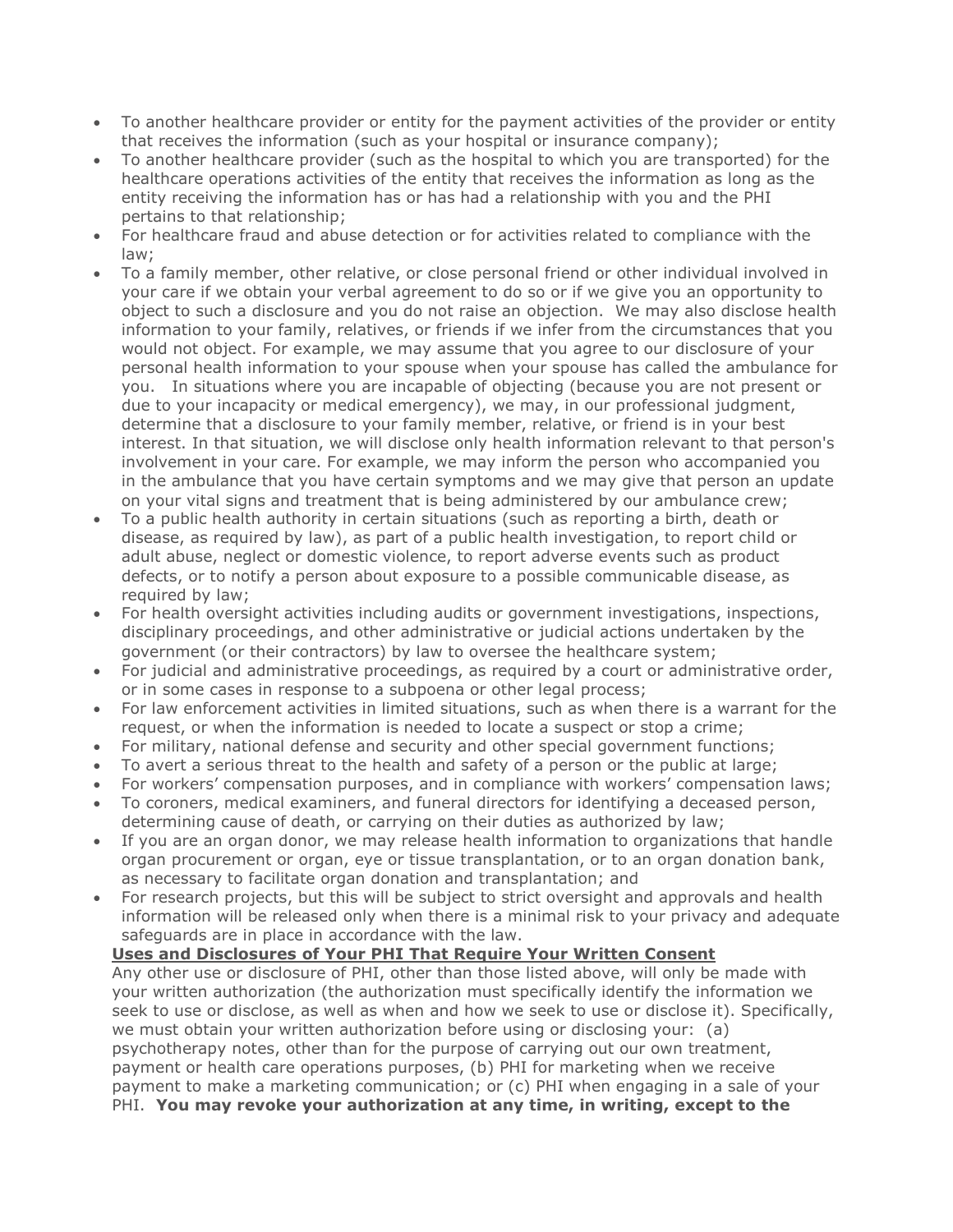- To another healthcare provider or entity for the payment activities of the provider or entity that receives the information (such as your hospital or insurance company);
- To another healthcare provider (such as the hospital to which you are transported) for the healthcare operations activities of the entity that receives the information as long as the entity receiving the information has or has had a relationship with you and the PHI pertains to that relationship;
- For healthcare fraud and abuse detection or for activities related to compliance with the law;
- To a family member, other relative, or close personal friend or other individual involved in your care if we obtain your verbal agreement to do so or if we give you an opportunity to object to such a disclosure and you do not raise an objection. We may also disclose health information to your family, relatives, or friends if we infer from the circumstances that you would not object. For example, we may assume that you agree to our disclosure of your personal health information to your spouse when your spouse has called the ambulance for you. In situations where you are incapable of objecting (because you are not present or due to your incapacity or medical emergency), we may, in our professional judgment, determine that a disclosure to your family member, relative, or friend is in your best interest. In that situation, we will disclose only health information relevant to that person's involvement in your care. For example, we may inform the person who accompanied you in the ambulance that you have certain symptoms and we may give that person an update on your vital signs and treatment that is being administered by our ambulance crew;
- To a public health authority in certain situations (such as reporting a birth, death or disease, as required by law), as part of a public health investigation, to report child or adult abuse, neglect or domestic violence, to report adverse events such as product defects, or to notify a person about exposure to a possible communicable disease, as required by law;
- For health oversight activities including audits or government investigations, inspections, disciplinary proceedings, and other administrative or judicial actions undertaken by the government (or their contractors) by law to oversee the healthcare system;
- For judicial and administrative proceedings, as required by a court or administrative order, or in some cases in response to a subpoena or other legal process;
- For law enforcement activities in limited situations, such as when there is a warrant for the request, or when the information is needed to locate a suspect or stop a crime;
- For military, national defense and security and other special government functions;
- To avert a serious threat to the health and safety of a person or the public at large;
- For workers' compensation purposes, and in compliance with workers' compensation laws;
- To coroners, medical examiners, and funeral directors for identifying a deceased person, determining cause of death, or carrying on their duties as authorized by law;
- If you are an organ donor, we may release health information to organizations that handle organ procurement or organ, eye or tissue transplantation, or to an organ donation bank, as necessary to facilitate organ donation and transplantation; and
- For research projects, but this will be subject to strict oversight and approvals and health information will be released only when there is a minimal risk to your privacy and adequate safeguards are in place in accordance with the law.

**Uses and Disclosures of Your PHI That Require Your Written Consent**

Any other use or disclosure of PHI, other than those listed above, will only be made with your written authorization (the authorization must specifically identify the information we seek to use or disclose, as well as when and how we seek to use or disclose it). Specifically, we must obtain your written authorization before using or disclosing your: (a) psychotherapy notes, other than for the purpose of carrying out our own treatment, payment or health care operations purposes, (b) PHI for marketing when we receive payment to make a marketing communication; or (c) PHI when engaging in a sale of your PHI. **You may revoke your authorization at any time, in writing, except to the**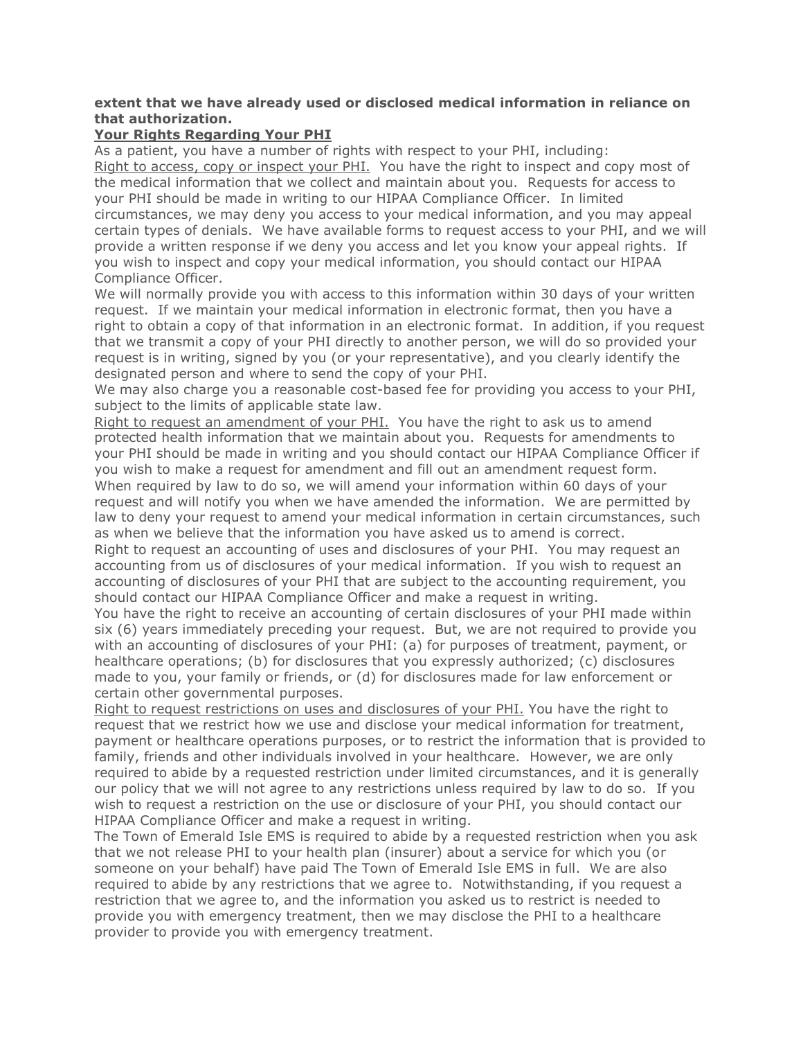**extent that we have already used or disclosed medical information in reliance on that authorization.**

**Your Rights Regarding Your PHI**

As a patient, you have a number of rights with respect to your PHI, including:

Right to access, copy or inspect your PHI. You have the right to inspect and copy most of the medical information that we collect and maintain about you. Requests for access to your PHI should be made in writing to our HIPAA Compliance Officer. In limited circumstances, we may deny you access to your medical information, and you may appeal certain types of denials. We have available forms to request access to your PHI, and we will provide a written response if we deny you access and let you know your appeal rights. If you wish to inspect and copy your medical information, you should contact our HIPAA Compliance Officer.

We will normally provide you with access to this information within 30 days of your written request. If we maintain your medical information in electronic format, then you have a right to obtain a copy of that information in an electronic format. In addition, if you request that we transmit a copy of your PHI directly to another person, we will do so provided your request is in writing, signed by you (or your representative), and you clearly identify the designated person and where to send the copy of your PHI.

We may also charge you a reasonable cost-based fee for providing you access to your PHI, subject to the limits of applicable state law.

Right to request an amendment of your PHI. You have the right to ask us to amend protected health information that we maintain about you. Requests for amendments to your PHI should be made in writing and you should contact our HIPAA Compliance Officer if you wish to make a request for amendment and fill out an amendment request form.

When required by law to do so, we will amend your information within 60 days of your request and will notify you when we have amended the information. We are permitted by law to deny your request to amend your medical information in certain circumstances, such as when we believe that the information you have asked us to amend is correct.

Right to request an accounting of uses and disclosures of your PHI. You may request an accounting from us of disclosures of your medical information. If you wish to request an accounting of disclosures of your PHI that are subject to the accounting requirement, you should contact our HIPAA Compliance Officer and make a request in writing.

You have the right to receive an accounting of certain disclosures of your PHI made within six (6) years immediately preceding your request. But, we are not required to provide you with an accounting of disclosures of your PHI: (a) for purposes of treatment, payment, or healthcare operations; (b) for disclosures that you expressly authorized; (c) disclosures made to you, your family or friends, or (d) for disclosures made for law enforcement or certain other governmental purposes.

Right to request restrictions on uses and disclosures of your PHI. You have the right to request that we restrict how we use and disclose your medical information for treatment, payment or healthcare operations purposes, or to restrict the information that is provided to family, friends and other individuals involved in your healthcare. However, we are only required to abide by a requested restriction under limited circumstances, and it is generally our policy that we will not agree to any restrictions unless required by law to do so. If you wish to request a restriction on the use or disclosure of your PHI, you should contact our HIPAA Compliance Officer and make a request in writing.

The Town of Emerald Isle EMS is required to abide by a requested restriction when you ask that we not release PHI to your health plan (insurer) about a service for which you (or someone on your behalf) have paid The Town of Emerald Isle EMS in full. We are also required to abide by any restrictions that we agree to. Notwithstanding, if you request a restriction that we agree to, and the information you asked us to restrict is needed to provide you with emergency treatment, then we may disclose the PHI to a healthcare provider to provide you with emergency treatment.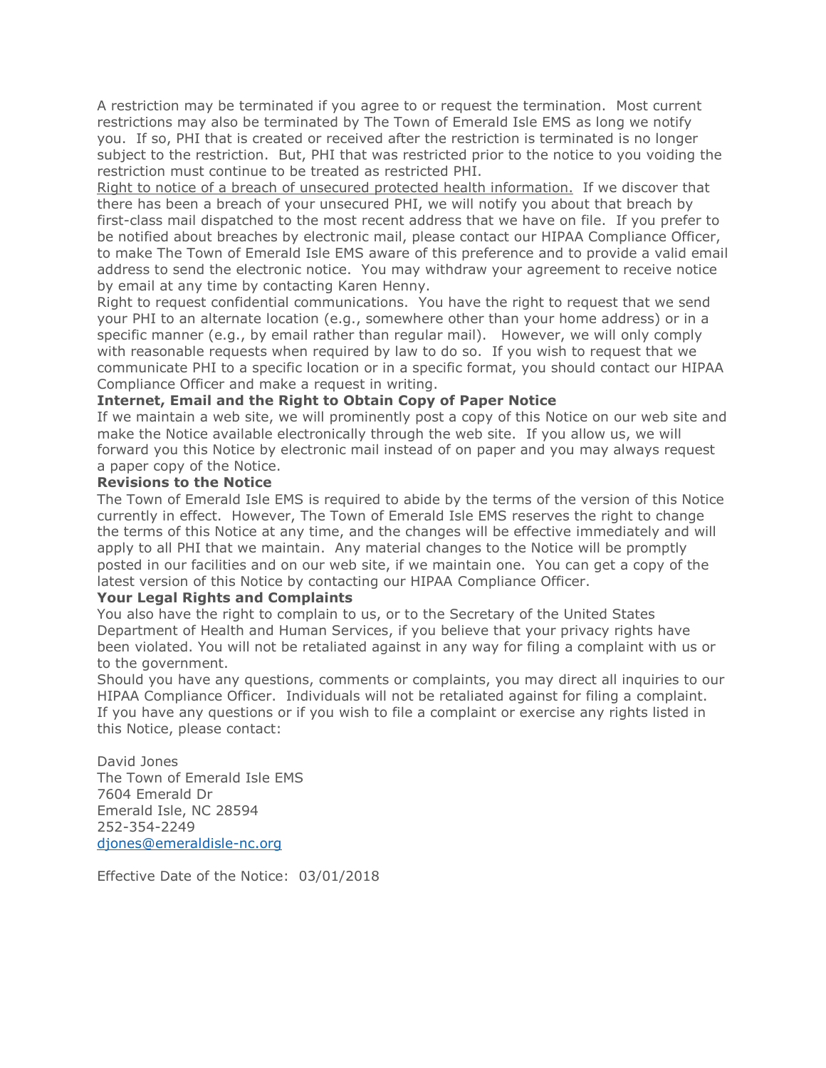A restriction may be terminated if you agree to or request the termination. Most current restrictions may also be terminated by The Town of Emerald Isle EMS as long we notify you. If so, PHI that is created or received after the restriction is terminated is no longer subject to the restriction. But, PHI that was restricted prior to the notice to you voiding the restriction must continue to be treated as restricted PHI.

Right to notice of a breach of unsecured protected health information. If we discover that there has been a breach of your unsecured PHI, we will notify you about that breach by first-class mail dispatched to the most recent address that we have on file. If you prefer to be notified about breaches by electronic mail, please contact our HIPAA Compliance Officer, to make The Town of Emerald Isle EMS aware of this preference and to provide a valid email address to send the electronic notice. You may withdraw your agreement to receive notice by email at any time by contacting Karen Henny.

Right to request confidential communications. You have the right to request that we send your PHI to an alternate location (e.g., somewhere other than your home address) or in a specific manner (e.g., by email rather than regular mail). However, we will only comply with reasonable requests when required by law to do so. If you wish to request that we communicate PHI to a specific location or in a specific format, you should contact our HIPAA Compliance Officer and make a request in writing.

**Internet, Email and the Right to Obtain Copy of Paper Notice**

If we maintain a web site, we will prominently post a copy of this Notice on our web site and make the Notice available electronically through the web site. If you allow us, we will forward you this Notice by electronic mail instead of on paper and you may always request a paper copy of the Notice.

**Revisions to the Notice**

The Town of Emerald Isle EMS is required to abide by the terms of the version of this Notice currently in effect. However, The Town of Emerald Isle EMS reserves the right to change the terms of this Notice at any time, and the changes will be effective immediately and will apply to all PHI that we maintain. Any material changes to the Notice will be promptly posted in our facilities and on our web site, if we maintain one. You can get a copy of the latest version of this Notice by contacting our HIPAA Compliance Officer.

**Your Legal Rights and Complaints**

You also have the right to complain to us, or to the Secretary of the United States Department of Health and Human Services, if you believe that your privacy rights have been violated. You will not be retaliated against in any way for filing a complaint with us or to the government.

Should you have any questions, comments or complaints, you may direct all inquiries to our HIPAA Compliance Officer. Individuals will not be retaliated against for filing a complaint. If you have any questions or if you wish to file a complaint or exercise any rights listed in this Notice, please contact:

David Jones
The Town of Emerald Isle EMS
7604 Emerald Dr
Emerald Isle, NC 28594
252-354-2249
djones@emeraldisle-nc.org

Effective Date of the Notice: 03/01/2018